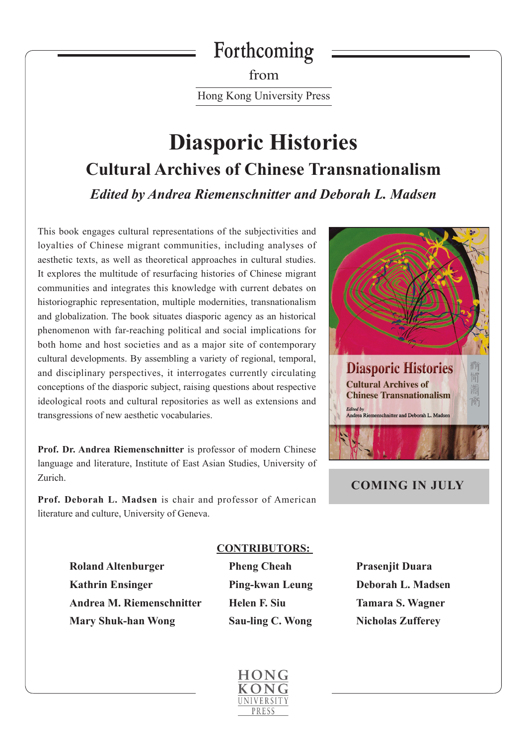Forthcoming

from

Hong Kong University Press

# Diasporic Histories

## Cultural Archives of Chinese Transnationalism

### *Edited by Andrea Riemenschnitter and Deborah L. Madsen*

This book engages cultural representations of the subjectivities and loyalties of Chinese migrant communities, including analyses of aesthetic texts, as well as theoretical approaches in cultural studies. It explores the multitude of resurfacing histories of Chinese migrant communities and integrates this knowledge with current debates on historiographic representation, multiple modernities, transnationalism and globalization. The book situates diasporic agency as an historical phenomenon with far-reaching political and social implications for both home and host societies and as a major site of contemporary cultural developments. By assembling a variety of regional, temporal, and disciplinary perspectives, it interrogates currently circulating conceptions of the diasporic subject, raising questions about respective ideological roots and cultural repositories as well as extensions and transgressions of new aesthetic vocabularies.

**Prof. Dr. Andrea Riemenschnitter** is professor of modern Chinese language and literature, Institute of East Asian Studies, University of Zurich.

**Prof. Deborah L. Madsen** is chair and professor of American literature and culture, University of Geneva.

**COMING IN JULY**

**CONTRIBUTORS:**

**Roland Altenburger**
**Kathrin Ensinger**
**Andrea M. Riemenschnitter**
**Mary Shuk-han Wong**
**Pheng Cheah**
**Ping-kwan Leung**
**Helen F. Siu**
**Sau-ling C. Wong**
**Prasenjit Duara**
**Deborah L. Madsen**
**Tamara S. Wagner**
**Nicholas Zufferey**

HONG KONG UNIVERSITY PRESS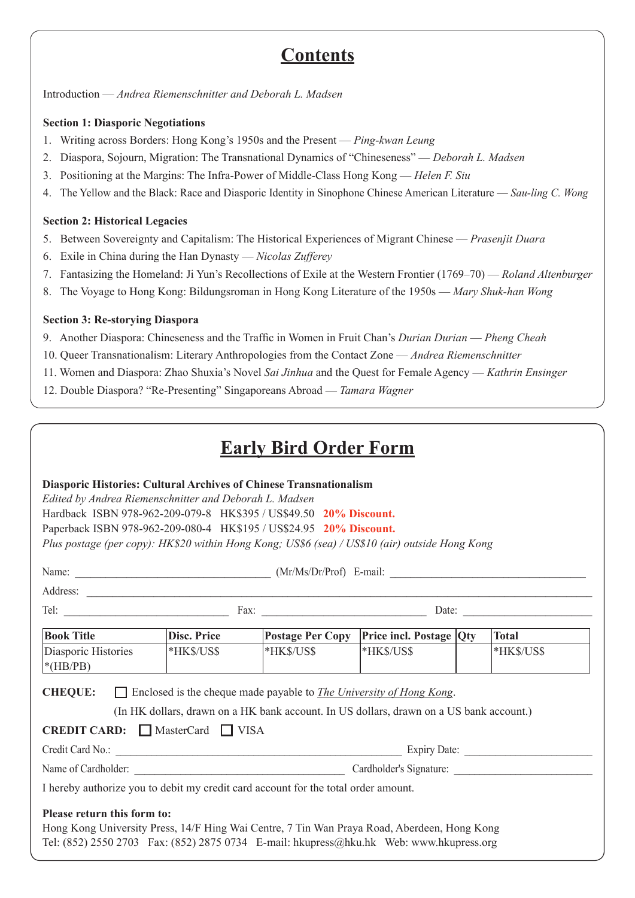# Contents

Introduction — *Andrea Riemenschnitter and Deborah L. Madsen*

**Section 1: Diasporic Negotiations**

1. Writing across Borders: Hong Kong's 1950s and the Present — *Ping-kwan Leung*
2. Diaspora, Sojourn, Migration: The Transnational Dynamics of "Chineseness" — *Deborah L. Madsen*
3. Positioning at the Margins: The Infra-Power of Middle-Class Hong Kong — *Helen F. Siu*
4. The Yellow and the Black: Race and Diasporic Identity in Sinophone Chinese American Literature — *Sau-ling C. Wong*

**Section 2: Historical Legacies**

5. Between Sovereignty and Capitalism: The Historical Experiences of Migrant Chinese — *Prasenjit Duara*
6. Exile in China during the Han Dynasty — *Nicolas Zufferey*
7. Fantasizing the Homeland: Ji Yun's Recollections of Exile at the Western Frontier (1769–70) — *Roland Altenburger*
8. The Voyage to Hong Kong: Bildungsroman in Hong Kong Literature of the 1950s — *Mary Shuk-han Wong*

**Section 3: Re-storying Diaspora**

9. Another Diaspora: Chineseness and the Traffic in Women in Fruit Chan's *Durian Durian* — *Pheng Cheah*
10. Queer Transnationalism: Literary Anthropologies from the Contact Zone — *Andrea Riemenschnitter*
11. Women and Diaspora: Zhao Shuxia's Novel *Sai Jinhua* and the Quest for Female Agency — *Kathrin Ensinger*
12. Double Diaspora? "Re-Presenting" Singaporeans Abroad — *Tamara Wagner*

# Early Bird Order Form

**Diasporic Histories: Cultural Archives of Chinese Transnationalism**
*Edited by Andrea Riemenschnitter and Deborah L. Madsen*
Hardback ISBN 978-962-209-079-8 HK$395 / US$49.50 **20% Discount.**
Paperback ISBN 978-962-209-080-4 HK$195 / US$24.95 **20% Discount.**
*Plus postage (per copy): HK$20 within Hong Kong; US$6 (sea) / US$10 (air) outside Hong Kong*

Name: ______________________ (Mr/Ms/Dr/Prof) E-mail: ______________________

Address: ______________________________________________

Tel: ______________________ Fax: ______________________ Date: ______________________

| Book Title | Disc. Price | Postage Per Copy | Price incl. Postage | Qty | Total |
|---|---|---|---|---|---|
| Diasporic Histories *(HB/PB) | *HK$/US$ | *HK$/US$ | *HK$/US$ | | *HK$/US$ |

**CHEQUE:** ☐ Enclosed is the cheque made payable to *The University of Hong Kong*.
(In HK dollars, drawn on a HK bank account. In US dollars, drawn on a US bank account.)

**CREDIT CARD:** ☐ MasterCard ☐ VISA

Credit Card No.: ______________________ Expiry Date: ______________________

Name of Cardholder: ______________________ Cardholder's Signature: ______________________

I hereby authorize you to debit my credit card account for the total order amount.

**Please return this form to:**
Hong Kong University Press, 14/F Hing Wai Centre, 7 Tin Wan Praya Road, Aberdeen, Hong Kong
Tel: (852) 2550 2703 Fax: (852) 2875 0734 E-mail: hkupress@hku.hk Web: www.hkupress.org